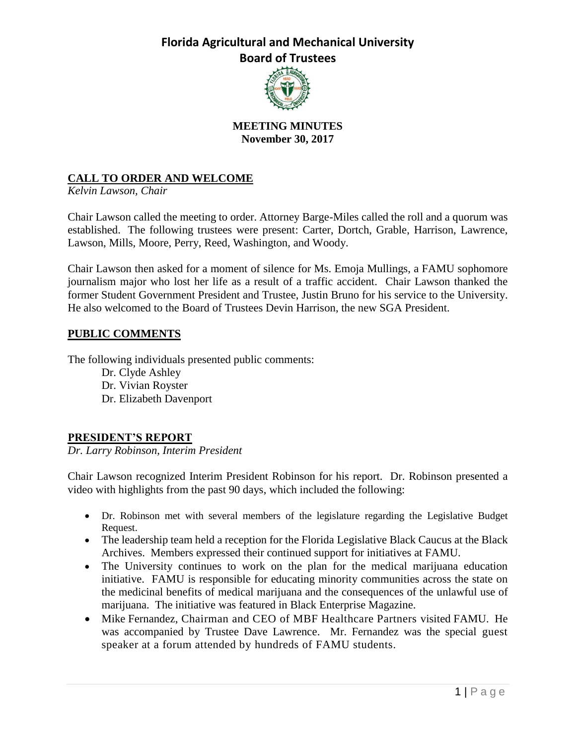# Florida Agricultural and Mechanical University

## Board of Trustees

**MEETING MINUTES**
**November 30, 2017**

## CALL TO ORDER AND WELCOME

*Kelvin Lawson, Chair*

Chair Lawson called the meeting to order. Attorney Barge-Miles called the roll and a quorum was established. The following trustees were present: Carter, Dortch, Grable, Harrison, Lawrence, Lawson, Mills, Moore, Perry, Reed, Washington, and Woody.

Chair Lawson then asked for a moment of silence for Ms. Emoja Mullings, a FAMU sophomore journalism major who lost her life as a result of a traffic accident. Chair Lawson thanked the former Student Government President and Trustee, Justin Bruno for his service to the University. He also welcomed to the Board of Trustees Devin Harrison, the new SGA President.

## PUBLIC COMMENTS

The following individuals presented public comments:

Dr. Clyde Ashley
Dr. Vivian Royster
Dr. Elizabeth Davenport

## PRESIDENT'S REPORT

*Dr. Larry Robinson, Interim President*

Chair Lawson recognized Interim President Robinson for his report. Dr. Robinson presented a video with highlights from the past 90 days, which included the following:

- Dr. Robinson met with several members of the legislature regarding the Legislative Budget Request.
- The leadership team held a reception for the Florida Legislative Black Caucus at the Black Archives. Members expressed their continued support for initiatives at FAMU.
- The University continues to work on the plan for the medical marijuana education initiative. FAMU is responsible for educating minority communities across the state on the medicinal benefits of medical marijuana and the consequences of the unlawful use of marijuana. The initiative was featured in Black Enterprise Magazine.
- Mike Fernandez, Chairman and CEO of MBF Healthcare Partners visited FAMU. He was accompanied by Trustee Dave Lawrence. Mr. Fernandez was the special guest speaker at a forum attended by hundreds of FAMU students.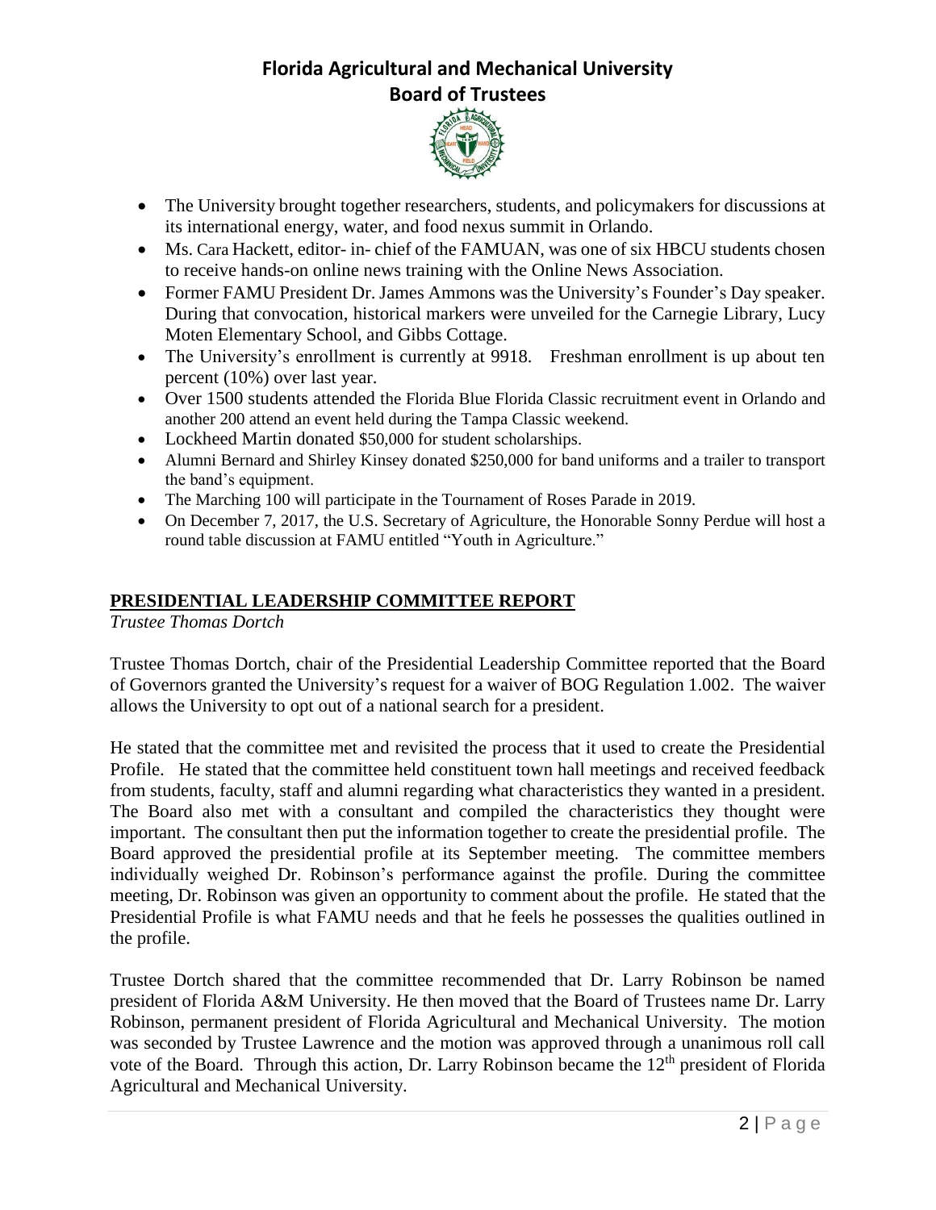- The University brought together researchers, students, and policymakers for discussions at its international energy, water, and food nexus summit in Orlando.
- Ms. Cara Hackett, editor- in- chief of the FAMUAN, was one of six HBCU students chosen to receive hands-on online news training with the Online News Association.
- Former FAMU President Dr. James Ammons was the University's Founder's Day speaker. During that convocation, historical markers were unveiled for the Carnegie Library, Lucy Moten Elementary School, and Gibbs Cottage.
- The University's enrollment is currently at 9918. Freshman enrollment is up about ten percent (10%) over last year.
- Over 1500 students attended the Florida Blue Florida Classic recruitment event in Orlando and another 200 attend an event held during the Tampa Classic weekend.
- Lockheed Martin donated $50,000 for student scholarships.
- Alumni Bernard and Shirley Kinsey donated $250,000 for band uniforms and a trailer to transport the band's equipment.
- The Marching 100 will participate in the Tournament of Roses Parade in 2019.
- On December 7, 2017, the U.S. Secretary of Agriculture, the Honorable Sonny Perdue will host a round table discussion at FAMU entitled "Youth in Agriculture."

## PRESIDENTIAL LEADERSHIP COMMITTEE REPORT

*Trustee Thomas Dortch*

Trustee Thomas Dortch, chair of the Presidential Leadership Committee reported that the Board of Governors granted the University's request for a waiver of BOG Regulation 1.002. The waiver allows the University to opt out of a national search for a president.

He stated that the committee met and revisited the process that it used to create the Presidential Profile. He stated that the committee held constituent town hall meetings and received feedback from students, faculty, staff and alumni regarding what characteristics they wanted in a president. The Board also met with a consultant and compiled the characteristics they thought were important. The consultant then put the information together to create the presidential profile. The Board approved the presidential profile at its September meeting. The committee members individually weighed Dr. Robinson's performance against the profile. During the committee meeting, Dr. Robinson was given an opportunity to comment about the profile. He stated that the Presidential Profile is what FAMU needs and that he feels he possesses the qualities outlined in the profile.

Trustee Dortch shared that the committee recommended that Dr. Larry Robinson be named president of Florida A&M University. He then moved that the Board of Trustees name Dr. Larry Robinson, permanent president of Florida Agricultural and Mechanical University. The motion was seconded by Trustee Lawrence and the motion was approved through a unanimous roll call vote of the Board. Through this action, Dr. Larry Robinson became the 12th president of Florida Agricultural and Mechanical University.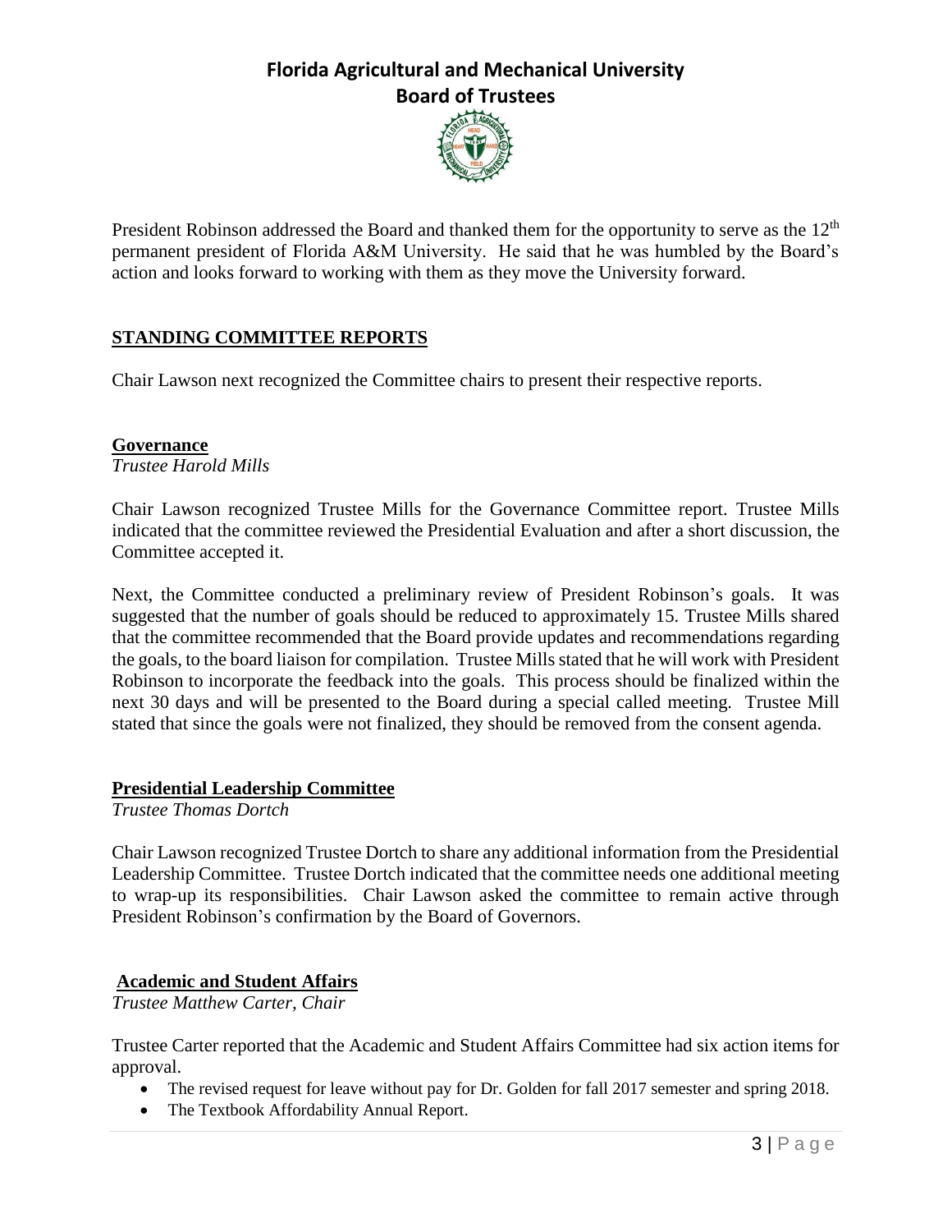President Robinson addressed the Board and thanked them for the opportunity to serve as the 12th permanent president of Florida A&M University. He said that he was humbled by the Board's action and looks forward to working with them as they move the University forward.

## STANDING COMMITTEE REPORTS

Chair Lawson next recognized the Committee chairs to present their respective reports.

### Governance

*Trustee Harold Mills*

Chair Lawson recognized Trustee Mills for the Governance Committee report. Trustee Mills indicated that the committee reviewed the Presidential Evaluation and after a short discussion, the Committee accepted it.

Next, the Committee conducted a preliminary review of President Robinson's goals. It was suggested that the number of goals should be reduced to approximately 15. Trustee Mills shared that the committee recommended that the Board provide updates and recommendations regarding the goals, to the board liaison for compilation. Trustee Mills stated that he will work with President Robinson to incorporate the feedback into the goals. This process should be finalized within the next 30 days and will be presented to the Board during a special called meeting. Trustee Mill stated that since the goals were not finalized, they should be removed from the consent agenda.

### Presidential Leadership Committee

*Trustee Thomas Dortch*

Chair Lawson recognized Trustee Dortch to share any additional information from the Presidential Leadership Committee. Trustee Dortch indicated that the committee needs one additional meeting to wrap-up its responsibilities. Chair Lawson asked the committee to remain active through President Robinson's confirmation by the Board of Governors.

### Academic and Student Affairs

*Trustee Matthew Carter, Chair*

Trustee Carter reported that the Academic and Student Affairs Committee had six action items for approval.

- The revised request for leave without pay for Dr. Golden for fall 2017 semester and spring 2018.
- The Textbook Affordability Annual Report.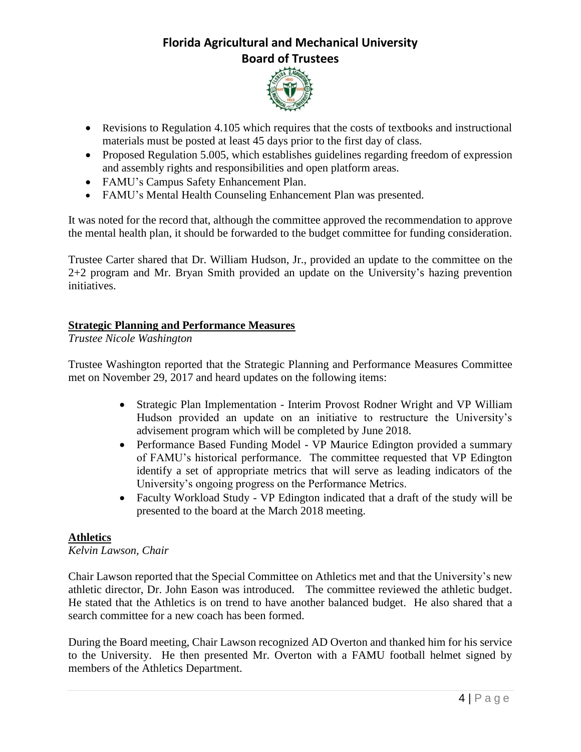- Revisions to Regulation 4.105 which requires that the costs of textbooks and instructional materials must be posted at least 45 days prior to the first day of class.
- Proposed Regulation 5.005, which establishes guidelines regarding freedom of expression and assembly rights and responsibilities and open platform areas.
- FAMU's Campus Safety Enhancement Plan.
- FAMU's Mental Health Counseling Enhancement Plan was presented.

It was noted for the record that, although the committee approved the recommendation to approve the mental health plan, it should be forwarded to the budget committee for funding consideration.

Trustee Carter shared that Dr. William Hudson, Jr., provided an update to the committee on the 2+2 program and Mr. Bryan Smith provided an update on the University's hazing prevention initiatives.

## Strategic Planning and Performance Measures

*Trustee Nicole Washington*

Trustee Washington reported that the Strategic Planning and Performance Measures Committee met on November 29, 2017 and heard updates on the following items:

- Strategic Plan Implementation - Interim Provost Rodner Wright and VP William Hudson provided an update on an initiative to restructure the University's advisement program which will be completed by June 2018.
- Performance Based Funding Model - VP Maurice Edington provided a summary of FAMU's historical performance. The committee requested that VP Edington identify a set of appropriate metrics that will serve as leading indicators of the University's ongoing progress on the Performance Metrics.
- Faculty Workload Study - VP Edington indicated that a draft of the study will be presented to the board at the March 2018 meeting.

## Athletics

*Kelvin Lawson, Chair*

Chair Lawson reported that the Special Committee on Athletics met and that the University's new athletic director, Dr. John Eason was introduced. The committee reviewed the athletic budget. He stated that the Athletics is on trend to have another balanced budget. He also shared that a search committee for a new coach has been formed.

During the Board meeting, Chair Lawson recognized AD Overton and thanked him for his service to the University. He then presented Mr. Overton with a FAMU football helmet signed by members of the Athletics Department.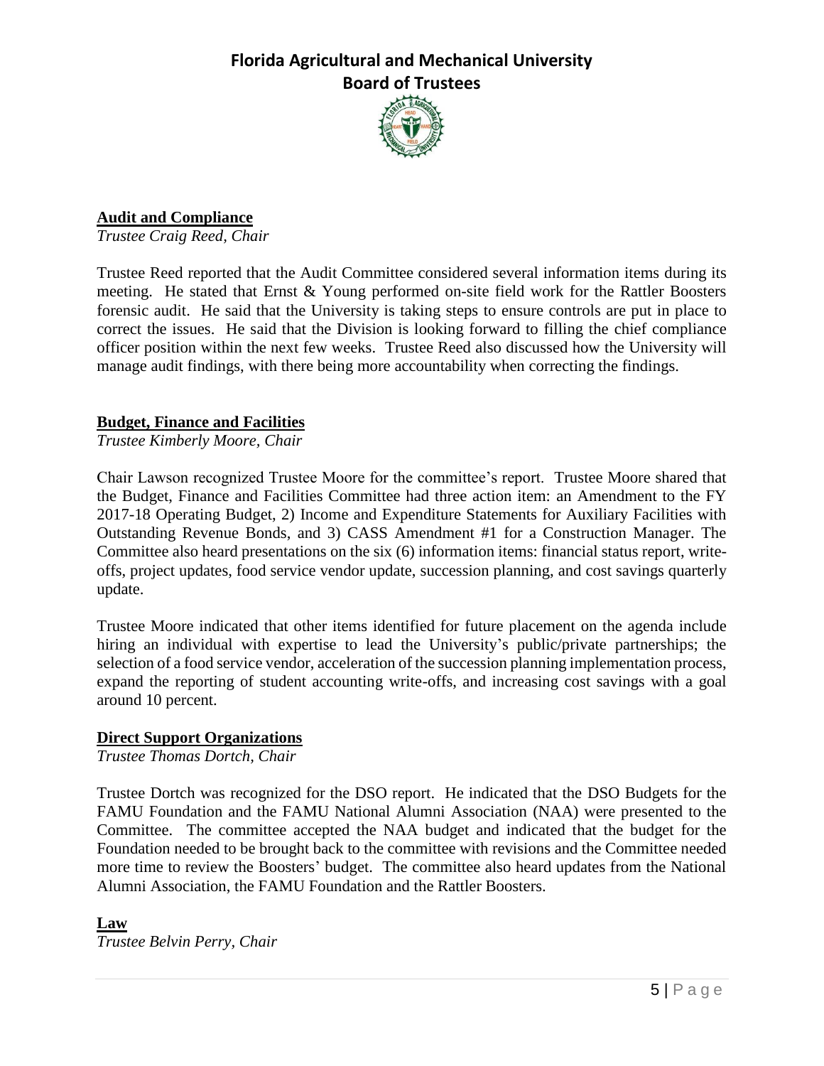**Audit and Compliance**

*Trustee Craig Reed, Chair*

Trustee Reed reported that the Audit Committee considered several information items during its meeting. He stated that Ernst & Young performed on-site field work for the Rattler Boosters forensic audit. He said that the University is taking steps to ensure controls are put in place to correct the issues. He said that the Division is looking forward to filling the chief compliance officer position within the next few weeks. Trustee Reed also discussed how the University will manage audit findings, with there being more accountability when correcting the findings.

**Budget, Finance and Facilities**

*Trustee Kimberly Moore, Chair*

Chair Lawson recognized Trustee Moore for the committee's report. Trustee Moore shared that the Budget, Finance and Facilities Committee had three action item: an Amendment to the FY 2017-18 Operating Budget, 2) Income and Expenditure Statements for Auxiliary Facilities with Outstanding Revenue Bonds, and 3) CASS Amendment #1 for a Construction Manager. The Committee also heard presentations on the six (6) information items: financial status report, write-offs, project updates, food service vendor update, succession planning, and cost savings quarterly update.

Trustee Moore indicated that other items identified for future placement on the agenda include hiring an individual with expertise to lead the University's public/private partnerships; the selection of a food service vendor, acceleration of the succession planning implementation process, expand the reporting of student accounting write-offs, and increasing cost savings with a goal around 10 percent.

**Direct Support Organizations**

*Trustee Thomas Dortch, Chair*

Trustee Dortch was recognized for the DSO report. He indicated that the DSO Budgets for the FAMU Foundation and the FAMU National Alumni Association (NAA) were presented to the Committee. The committee accepted the NAA budget and indicated that the budget for the Foundation needed to be brought back to the committee with revisions and the Committee needed more time to review the Boosters' budget. The committee also heard updates from the National Alumni Association, the FAMU Foundation and the Rattler Boosters.

**Law**

*Trustee Belvin Perry, Chair*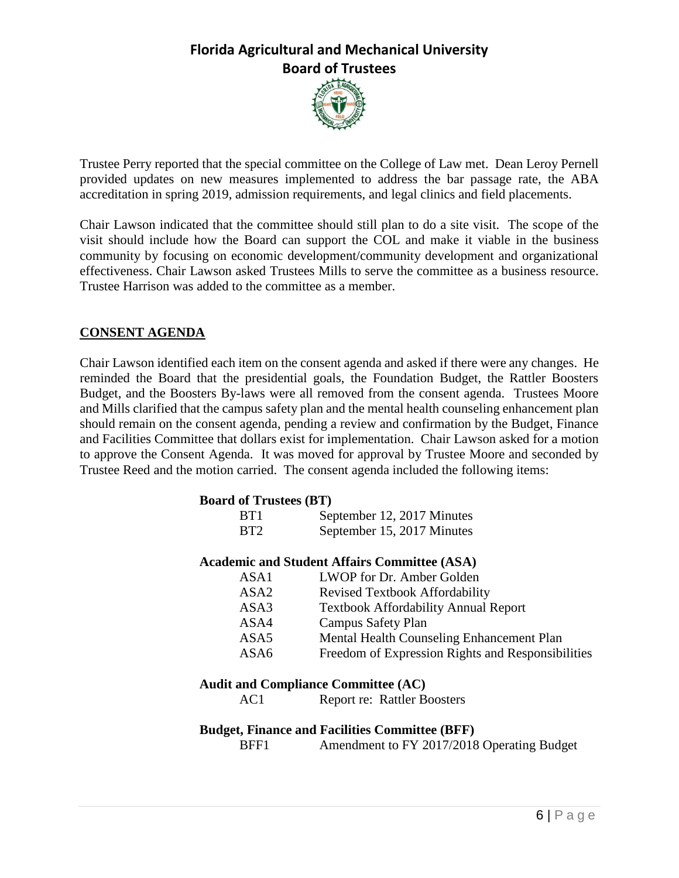Trustee Perry reported that the special committee on the College of Law met. Dean Leroy Pernell provided updates on new measures implemented to address the bar passage rate, the ABA accreditation in spring 2019, admission requirements, and legal clinics and field placements.

Chair Lawson indicated that the committee should still plan to do a site visit. The scope of the visit should include how the Board can support the COL and make it viable in the business community by focusing on economic development/community development and organizational effectiveness. Chair Lawson asked Trustees Mills to serve the committee as a business resource. Trustee Harrison was added to the committee as a member.

## CONSENT AGENDA

Chair Lawson identified each item on the consent agenda and asked if there were any changes. He reminded the Board that the presidential goals, the Foundation Budget, the Rattler Boosters Budget, and the Boosters By-laws were all removed from the consent agenda. Trustees Moore and Mills clarified that the campus safety plan and the mental health counseling enhancement plan should remain on the consent agenda, pending a review and confirmation by the Budget, Finance and Facilities Committee that dollars exist for implementation. Chair Lawson asked for a motion to approve the Consent Agenda. It was moved for approval by Trustee Moore and seconded by Trustee Reed and the motion carried. The consent agenda included the following items:

**Board of Trustees (BT)**

- BT1 September 12, 2017 Minutes
- BT2 September 15, 2017 Minutes

**Academic and Student Affairs Committee (ASA)**

- ASA1 LWOP for Dr. Amber Golden
- ASA2 Revised Textbook Affordability
- ASA3 Textbook Affordability Annual Report
- ASA4 Campus Safety Plan
- ASA5 Mental Health Counseling Enhancement Plan
- ASA6 Freedom of Expression Rights and Responsibilities

**Audit and Compliance Committee (AC)**

- AC1 Report re: Rattler Boosters

**Budget, Finance and Facilities Committee (BFF)**

- BFF1 Amendment to FY 2017/2018 Operating Budget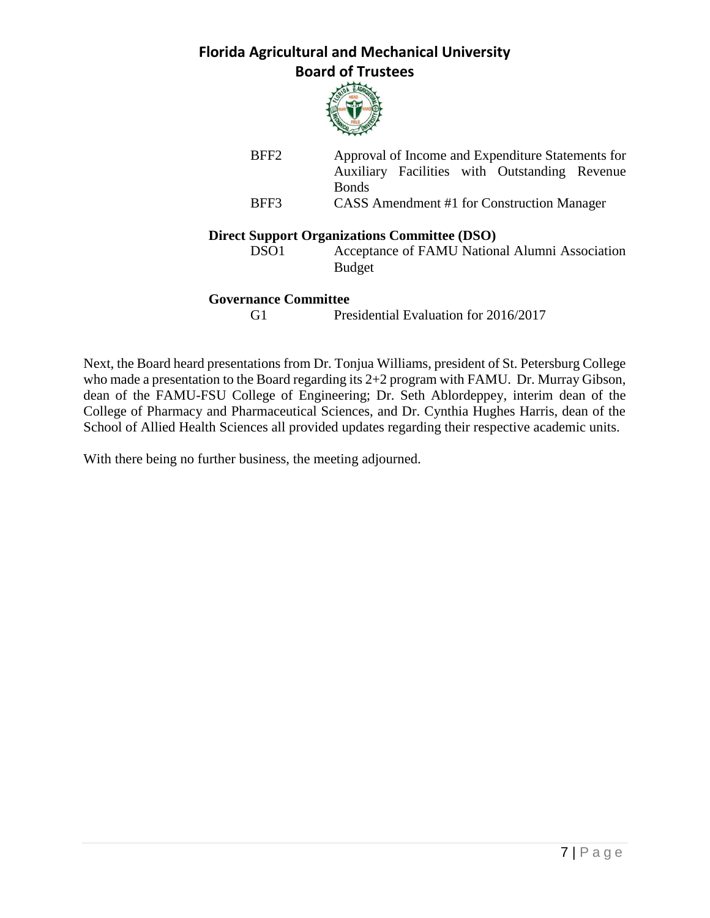| | |
|---|---|
| BFF2 | Approval of Income and Expenditure Statements for Auxiliary Facilities with Outstanding Revenue Bonds |
| BFF3 | CASS Amendment #1 for Construction Manager |

**Direct Support Organizations Committee (DSO)**

| | |
|---|---|
| DSO1 | Acceptance of FAMU National Alumni Association Budget |

**Governance Committee**

| | |
|---|---|
| G1 | Presidential Evaluation for 2016/2017 |

Next, the Board heard presentations from Dr. Tonjua Williams, president of St. Petersburg College who made a presentation to the Board regarding its 2+2 program with FAMU. Dr. Murray Gibson, dean of the FAMU-FSU College of Engineering; Dr. Seth Ablordeppey, interim dean of the College of Pharmacy and Pharmaceutical Sciences, and Dr. Cynthia Hughes Harris, dean of the School of Allied Health Sciences all provided updates regarding their respective academic units.

With there being no further business, the meeting adjourned.